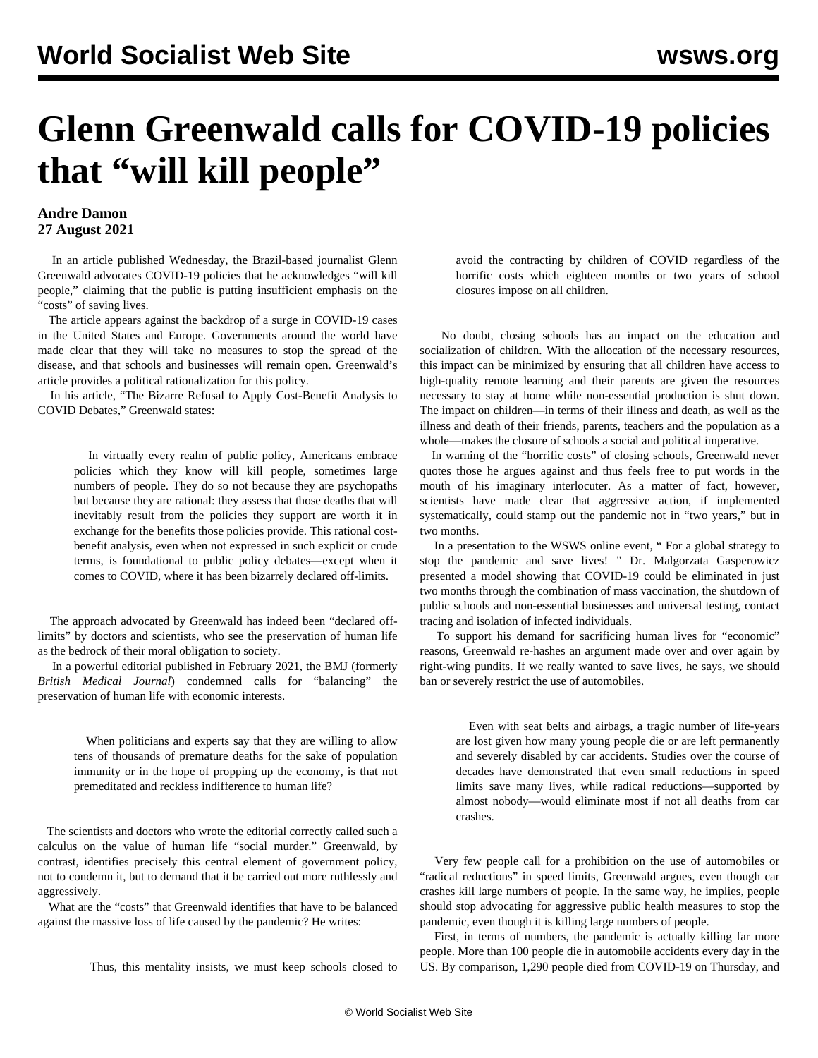# Glenn Greenwald calls for COVID-19 policies that "will kill people"

**Andre Damon**
**27 August 2021**

In an article published Wednesday, the Brazil-based journalist Glenn Greenwald advocates COVID-19 policies that he acknowledges "will kill people," claiming that the public is putting insufficient emphasis on the "costs" of saving lives.

The article appears against the backdrop of a surge in COVID-19 cases in the United States and Europe. Governments around the world have made clear that they will take no measures to stop the spread of the disease, and that schools and businesses will remain open. Greenwald's article provides a political rationalization for this policy.

In his article, "The Bizarre Refusal to Apply Cost-Benefit Analysis to COVID Debates," Greenwald states:

> In virtually every realm of public policy, Americans embrace policies which they know will kill people, sometimes large numbers of people. They do so not because they are psychopaths but because they are rational: they assess that those deaths that will inevitably result from the policies they support are worth it in exchange for the benefits those policies provide. This rational cost-benefit analysis, even when not expressed in such explicit or crude terms, is foundational to public policy debates—except when it comes to COVID, where it has been bizarrely declared off-limits.

The approach advocated by Greenwald has indeed been "declared off-limits" by doctors and scientists, who see the preservation of human life as the bedrock of their moral obligation to society.

In a powerful editorial published in February 2021, the BMJ (formerly *British Medical Journal*) condemned calls for "balancing" the preservation of human life with economic interests.

> When politicians and experts say that they are willing to allow tens of thousands of premature deaths for the sake of population immunity or in the hope of propping up the economy, is that not premeditated and reckless indifference to human life?

The scientists and doctors who wrote the editorial correctly called such a calculus on the value of human life "social murder." Greenwald, by contrast, identifies precisely this central element of government policy, not to condemn it, but to demand that it be carried out more ruthlessly and aggressively.

What are the "costs" that Greenwald identifies that have to be balanced against the massive loss of life caused by the pandemic? He writes:

> Thus, this mentality insists, we must keep schools closed to avoid the contracting by children of COVID regardless of the horrific costs which eighteen months or two years of school closures impose on all children.

No doubt, closing schools has an impact on the education and socialization of children. With the allocation of the necessary resources, this impact can be minimized by ensuring that all children have access to high-quality remote learning and their parents are given the resources necessary to stay at home while non-essential production is shut down. The impact on children—in terms of their illness and death, as well as the illness and death of their friends, parents, teachers and the population as a whole—makes the closure of schools a social and political imperative.

In warning of the "horrific costs" of closing schools, Greenwald never quotes those he argues against and thus feels free to put words in the mouth of his imaginary interlocuter. As a matter of fact, however, scientists have made clear that aggressive action, if implemented systematically, could stamp out the pandemic not in "two years," but in two months.

In a presentation to the WSWS online event, " For a global strategy to stop the pandemic and save lives! " Dr. Malgorzata Gasperowicz presented a model showing that COVID-19 could be eliminated in just two months through the combination of mass vaccination, the shutdown of public schools and non-essential businesses and universal testing, contact tracing and isolation of infected individuals.

To support his demand for sacrificing human lives for "economic" reasons, Greenwald re-hashes an argument made over and over again by right-wing pundits. If we really wanted to save lives, he says, we should ban or severely restrict the use of automobiles.

> Even with seat belts and airbags, a tragic number of life-years are lost given how many young people die or are left permanently and severely disabled by car accidents. Studies over the course of decades have demonstrated that even small reductions in speed limits save many lives, while radical reductions—supported by almost nobody—would eliminate most if not all deaths from car crashes.

Very few people call for a prohibition on the use of automobiles or "radical reductions" in speed limits, Greenwald argues, even though car crashes kill large numbers of people. In the same way, he implies, people should stop advocating for aggressive public health measures to stop the pandemic, even though it is killing large numbers of people.

First, in terms of numbers, the pandemic is actually killing far more people. More than 100 people die in automobile accidents every day in the US. By comparison, 1,290 people died from COVID-19 on Thursday, and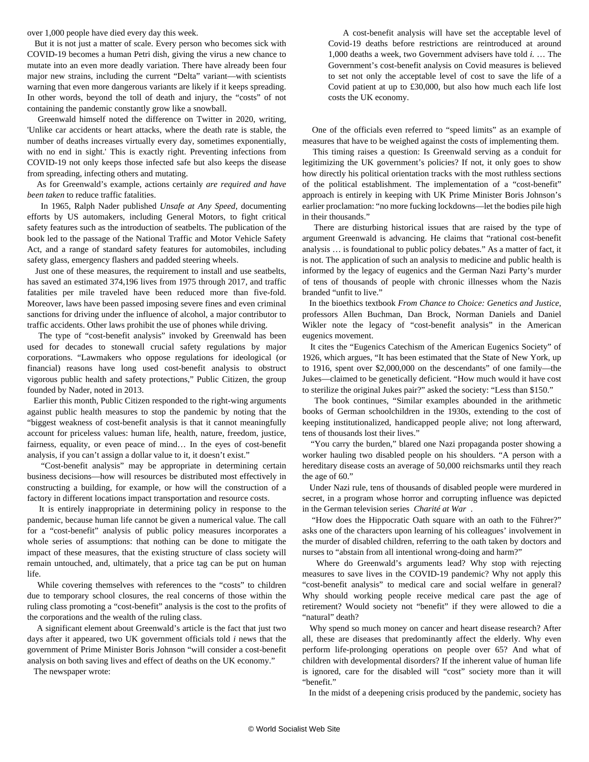over 1,000 people have died every day this week.

But it is not just a matter of scale. Every person who becomes sick with COVID-19 becomes a human Petri dish, giving the virus a new chance to mutate into an even more deadly variation. There have already been four major new strains, including the current "Delta" variant—with scientists warning that even more dangerous variants are likely if it keeps spreading. In other words, beyond the toll of death and injury, the "costs" of not containing the pandemic constantly grow like a snowball.

Greenwald himself noted the difference on Twitter in 2020, writing, 'Unlike car accidents or heart attacks, where the death rate is stable, the number of deaths increases virtually every day, sometimes exponentially, with no end in sight.' This is exactly right. Preventing infections from COVID-19 not only keeps those infected safe but also keeps the disease from spreading, infecting others and mutating.

As for Greenwald's example, actions certainly *are required and have been taken* to reduce traffic fatalities.

In 1965, Ralph Nader published *Unsafe at Any Speed*, documenting efforts by US automakers, including General Motors, to fight critical safety features such as the introduction of seatbelts. The publication of the book led to the passage of the National Traffic and Motor Vehicle Safety Act, and a range of standard safety features for automobiles, including safety glass, emergency flashers and padded steering wheels.

Just one of these measures, the requirement to install and use seatbelts, has saved an estimated 374,196 lives from 1975 through 2017, and traffic fatalities per mile traveled have been reduced more than five-fold. Moreover, laws have been passed imposing severe fines and even criminal sanctions for driving under the influence of alcohol, a major contributor to traffic accidents. Other laws prohibit the use of phones while driving.

The type of "cost-benefit analysis" invoked by Greenwald has been used for decades to stonewall crucial safety regulations by major corporations. "Lawmakers who oppose regulations for ideological (or financial) reasons have long used cost-benefit analysis to obstruct vigorous public health and safety protections," Public Citizen, the group founded by Nader, noted in 2013.

Earlier this month, Public Citizen responded to the right-wing arguments against public health measures to stop the pandemic by noting that the "biggest weakness of cost-benefit analysis is that it cannot meaningfully account for priceless values: human life, health, nature, freedom, justice, fairness, equality, or even peace of mind… In the eyes of cost-benefit analysis, if you can't assign a dollar value to it, it doesn't exist."

"Cost-benefit analysis" may be appropriate in determining certain business decisions—how will resources be distributed most effectively in constructing a building, for example, or how will the construction of a factory in different locations impact transportation and resource costs.

It is entirely inappropriate in determining policy in response to the pandemic, because human life cannot be given a numerical value. The call for a "cost-benefit" analysis of public policy measures incorporates a whole series of assumptions: that nothing can be done to mitigate the impact of these measures, that the existing structure of class society will remain untouched, and, ultimately, that a price tag can be put on human life.

While covering themselves with references to the "costs" to children due to temporary school closures, the real concerns of those within the ruling class promoting a "cost-benefit" analysis is the cost to the profits of the corporations and the wealth of the ruling class.

A significant element about Greenwald's article is the fact that just two days after it appeared, two UK government officials told *i* news that the government of Prime Minister Boris Johnson "will consider a cost-benefit analysis on both saving lives and effect of deaths on the UK economy."

The newspaper wrote:

> A cost-benefit analysis will have set the acceptable level of Covid-19 deaths before restrictions are reintroduced at around 1,000 deaths a week, two Government advisers have told *i*. … The Government's cost-benefit analysis on Covid measures is believed to set not only the acceptable level of cost to save the life of a Covid patient at up to £30,000, but also how much each life lost costs the UK economy.

One of the officials even referred to "speed limits" as an example of measures that have to be weighed against the costs of implementing them.

This timing raises a question: Is Greenwald serving as a conduit for legitimizing the UK government's policies? If not, it only goes to show how directly his political orientation tracks with the most ruthless sections of the political establishment. The implementation of a "cost-benefit" approach is entirely in keeping with UK Prime Minister Boris Johnson's earlier proclamation: "no more fucking lockdowns—let the bodies pile high in their thousands."

There are disturbing historical issues that are raised by the type of argument Greenwald is advancing. He claims that "rational cost-benefit analysis … is foundational to public policy debates." As a matter of fact, it is not. The application of such an analysis to medicine and public health is informed by the legacy of eugenics and the German Nazi Party's murder of tens of thousands of people with chronic illnesses whom the Nazis branded "unfit to live."

In the bioethics textbook *From Chance to Choice: Genetics and Justice*, professors Allen Buchman, Dan Brock, Norman Daniels and Daniel Wikler note the legacy of "cost-benefit analysis" in the American eugenics movement.

It cites the "Eugenics Catechism of the American Eugenics Society" of 1926, which argues, "It has been estimated that the State of New York, up to 1916, spent over $2,000,000 on the descendants" of one family—the Jukes—claimed to be genetically deficient. "How much would it have cost to sterilize the original Jukes pair?" asked the society: "Less than $150."

The book continues, "Similar examples abounded in the arithmetic books of German schoolchildren in the 1930s, extending to the cost of keeping institutionalized, handicapped people alive; not long afterward, tens of thousands lost their lives."

"You carry the burden," blared one Nazi propaganda poster showing a worker hauling two disabled people on his shoulders. "A person with a hereditary disease costs an average of 50,000 reichsmarks until they reach the age of 60."

Under Nazi rule, tens of thousands of disabled people were murdered in secret, in a program whose horror and corrupting influence was depicted in the German television series *Charité at War*.

"How does the Hippocratic Oath square with an oath to the Führer?" asks one of the characters upon learning of his colleagues' involvement in the murder of disabled children, referring to the oath taken by doctors and nurses to "abstain from all intentional wrong-doing and harm?"

Where do Greenwald's arguments lead? Why stop with rejecting measures to save lives in the COVID-19 pandemic? Why not apply this "cost-benefit analysis" to medical care and social welfare in general? Why should working people receive medical care past the age of retirement? Would society not "benefit" if they were allowed to die a "natural" death?

Why spend so much money on cancer and heart disease research? After all, these are diseases that predominantly affect the elderly. Why even perform life-prolonging operations on people over 65? And what of children with developmental disorders? If the inherent value of human life is ignored, care for the disabled will "cost" society more than it will "benefit."

In the midst of a deepening crisis produced by the pandemic, society has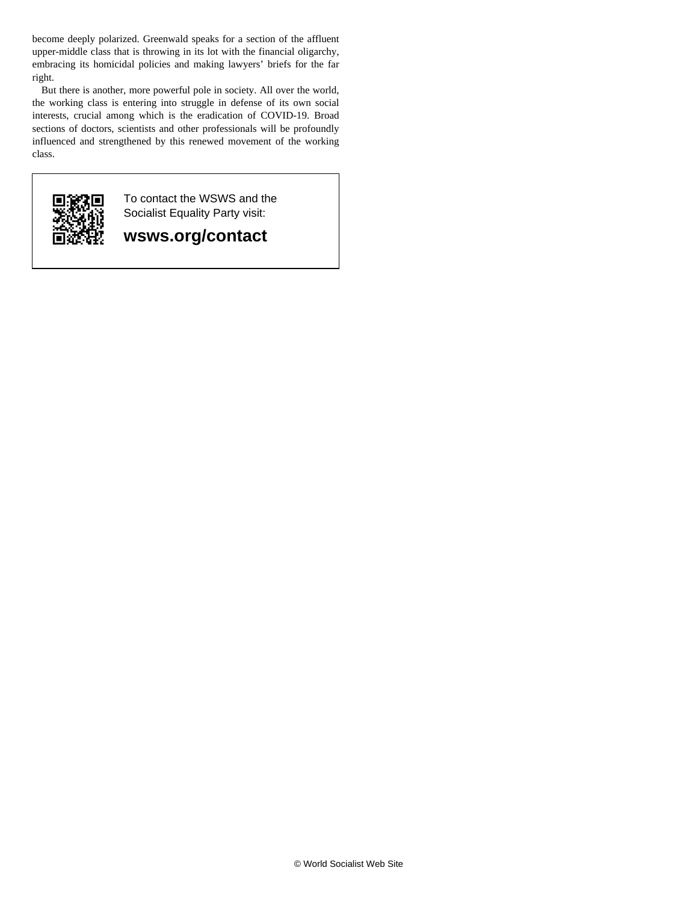become deeply polarized. Greenwald speaks for a section of the affluent upper-middle class that is throwing in its lot with the financial oligarchy, embracing its homicidal policies and making lawyers' briefs for the far right.

But there is another, more powerful pole in society. All over the world, the working class is entering into struggle in defense of its own social interests, crucial among which is the eradication of COVID-19. Broad sections of doctors, scientists and other professionals will be profoundly influenced and strengthened by this renewed movement of the working class.

To contact the WSWS and the Socialist Equality Party visit:

**wsws.org/contact**